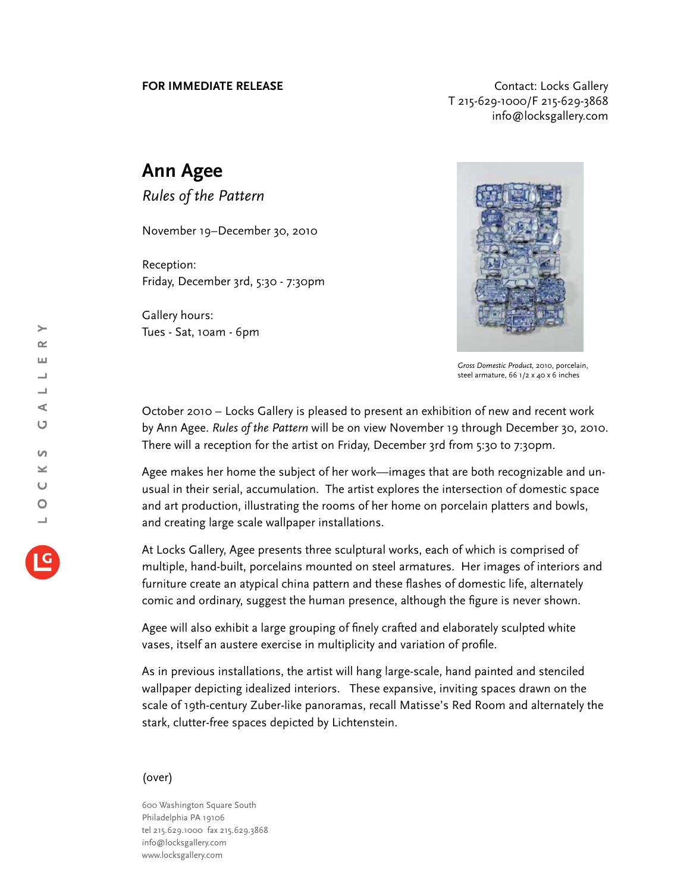**FOR IMMEDIATE RELEASE**

Contact: Locks Gallery
T 215-629-1000/F 215-629-3868
info@locksgallery.com

# Ann Agee

*Rules of the Pattern*

November 19–December 30, 2010

Reception:
Friday, December 3rd, 5:30 - 7:30pm

Gallery hours:
Tues - Sat, 10am - 6pm

*Gross Domestic Product*, 2010, porcelain, steel armature, 66 1/2 x 40 x 6 inches

October 2010 – Locks Gallery is pleased to present an exhibition of new and recent work by Ann Agee. *Rules of the Pattern* will be on view November 19 through December 30, 2010. There will a reception for the artist on Friday, December 3rd from 5:30 to 7:30pm.

Agee makes her home the subject of her work—images that are both recognizable and unusual in their serial, accumulation. The artist explores the intersection of domestic space and art production, illustrating the rooms of her home on porcelain platters and bowls, and creating large scale wallpaper installations.

At Locks Gallery, Agee presents three sculptural works, each of which is comprised of multiple, hand-built, porcelains mounted on steel armatures. Her images of interiors and furniture create an atypical china pattern and these flashes of domestic life, alternately comic and ordinary, suggest the human presence, although the figure is never shown.

Agee will also exhibit a large grouping of finely crafted and elaborately sculpted white vases, itself an austere exercise in multiplicity and variation of profile.

As in previous installations, the artist will hang large-scale, hand painted and stenciled wallpaper depicting idealized interiors. These expansive, inviting spaces drawn on the scale of 19th-century Zuber-like panoramas, recall Matisse's Red Room and alternately the stark, clutter-free spaces depicted by Lichtenstein.

(over)

600 Washington Square South
Philadelphia PA 19106
tel 215.629.1000 fax 215.629.3868
info@locksgallery.com
www.locksgallery.com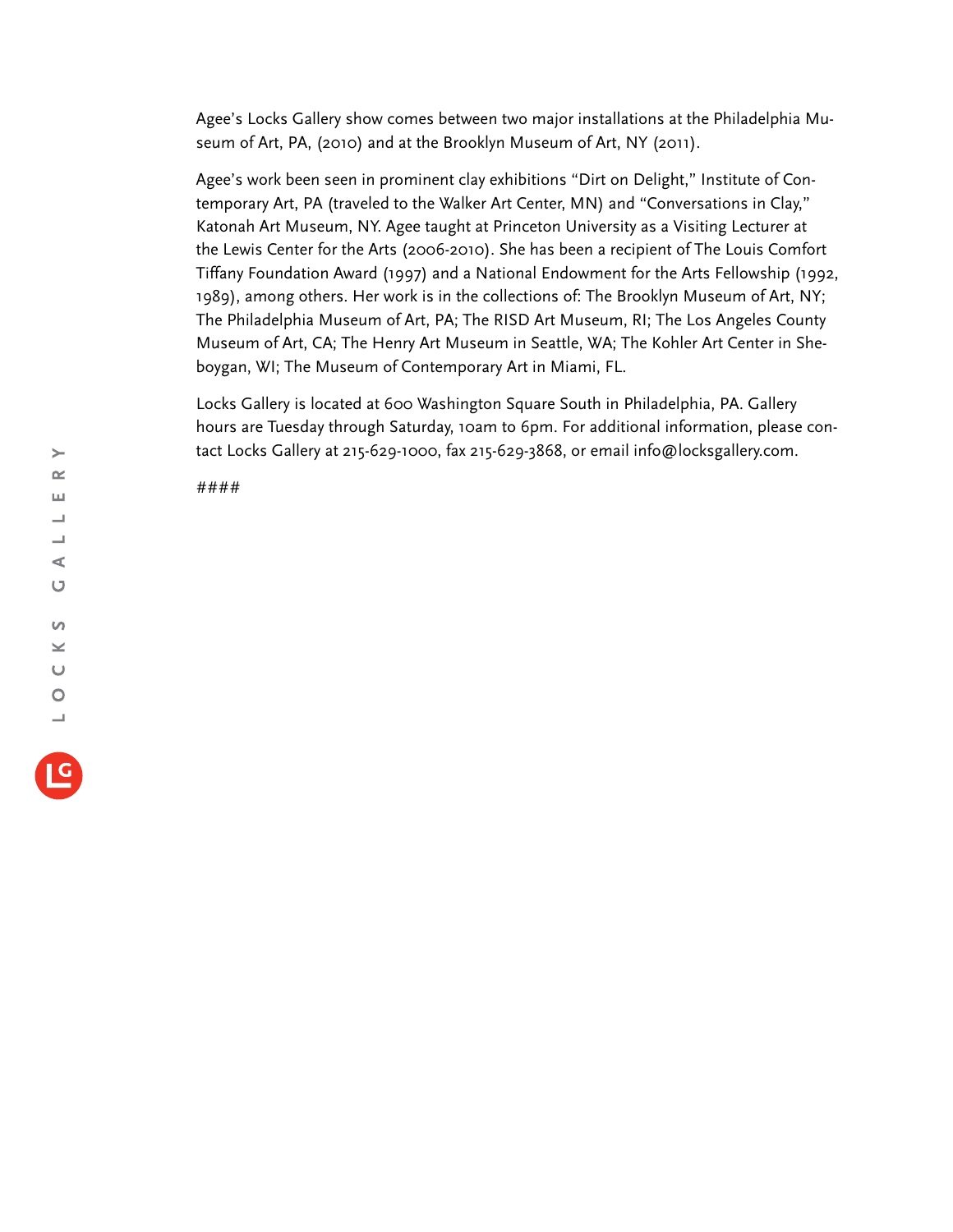Agee's Locks Gallery show comes between two major installations at the Philadelphia Museum of Art, PA, (2010) and at the Brooklyn Museum of Art, NY (2011).

Agee's work been seen in prominent clay exhibitions "Dirt on Delight," Institute of Contemporary Art, PA (traveled to the Walker Art Center, MN) and "Conversations in Clay," Katonah Art Museum, NY. Agee taught at Princeton University as a Visiting Lecturer at the Lewis Center for the Arts (2006-2010). She has been a recipient of The Louis Comfort Tiffany Foundation Award (1997) and a National Endowment for the Arts Fellowship (1992, 1989), among others. Her work is in the collections of: The Brooklyn Museum of Art, NY; The Philadelphia Museum of Art, PA; The RISD Art Museum, RI; The Los Angeles County Museum of Art, CA; The Henry Art Museum in Seattle, WA; The Kohler Art Center in Sheboygan, WI; The Museum of Contemporary Art in Miami, FL.

Locks Gallery is located at 600 Washington Square South in Philadelphia, PA. Gallery hours are Tuesday through Saturday, 10am to 6pm. For additional information, please contact Locks Gallery at 215-629-1000, fax 215-629-3868, or email info@locksgallery.com.

####